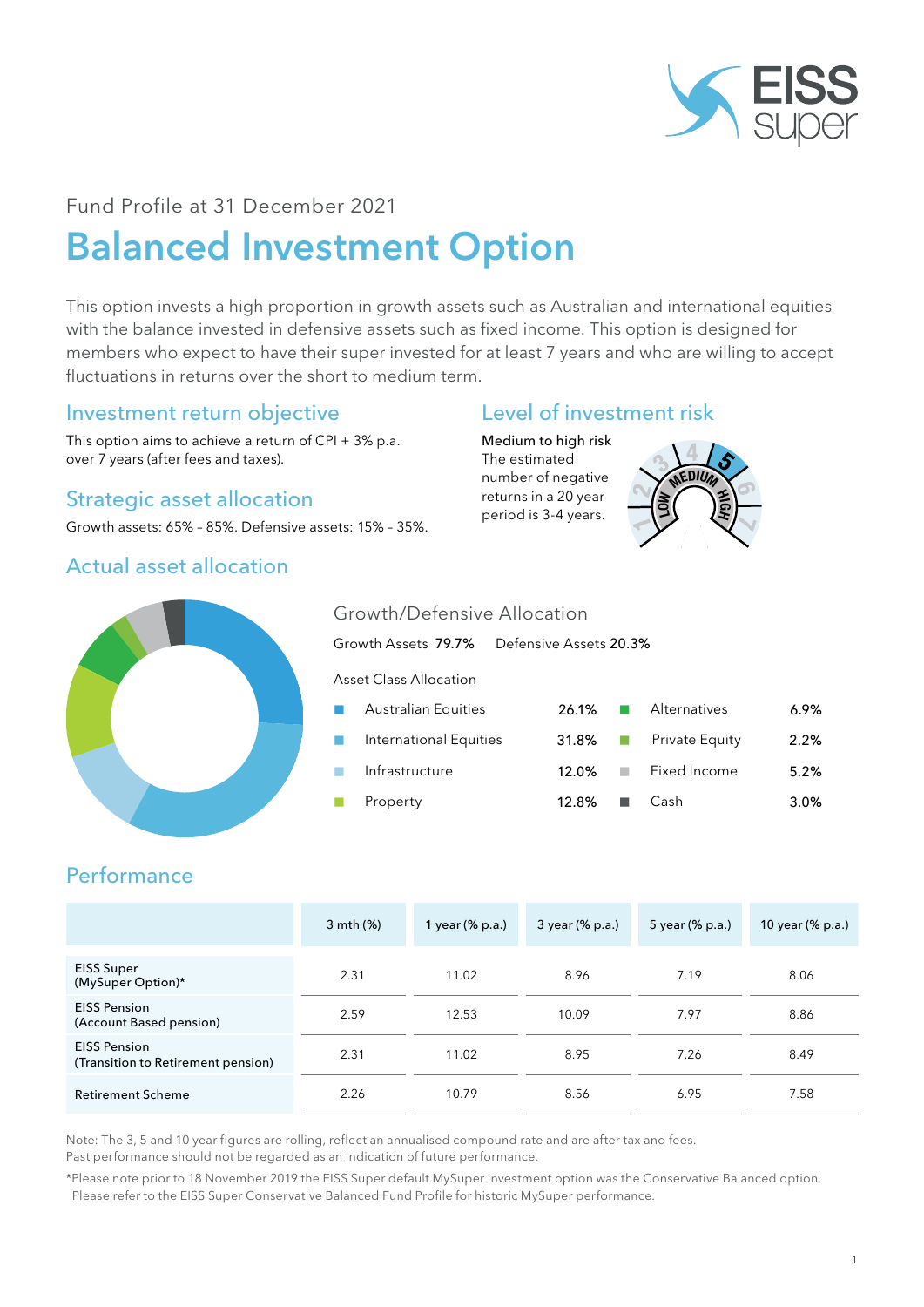Fund Profile at 31 December 2021

# Balanced Investment Option

This option invests a high proportion in growth assets such as Australian and international equities with the balance invested in defensive assets such as fixed income. This option is designed for members who expect to have their super invested for at least 7 years and who are willing to accept fluctuations in returns over the short to medium term.

## Investment return objective

This option aims to achieve a return of CPI + 3% p.a. over 7 years (after fees and taxes).

## Strategic asset allocation

Growth assets: 65% – 85%. Defensive assets: 15% – 35%.

## Level of investment risk

**Medium to high risk**
The estimated number of negative returns in a 20 year period is 3-4 years.

## Actual asset allocation

### Growth/Defensive Allocation

Growth Assets **79.7%** Defensive Assets **20.3%**

Asset Class Allocation

| Asset Class | % | Asset Class | % |
|---|---|---|---|
| Australian Equities | 26.1% | Alternatives | 6.9% |
| International Equities | 31.8% | Private Equity | 2.2% |
| Infrastructure | 12.0% | Fixed Income | 5.2% |
| Property | 12.8% | Cash | 3.0% |

## Performance

| | 3 mth (%) | 1 year (% p.a.) | 3 year (% p.a.) | 5 year (% p.a.) | 10 year (% p.a.) |
|---|---|---|---|---|---|
| EISS Super (MySuper Option)* | 2.31 | 11.02 | 8.96 | 7.19 | 8.06 |
| EISS Pension (Account Based pension) | 2.59 | 12.53 | 10.09 | 7.97 | 8.86 |
| EISS Pension (Transition to Retirement pension) | 2.31 | 11.02 | 8.95 | 7.26 | 8.49 |
| Retirement Scheme | 2.26 | 10.79 | 8.56 | 6.95 | 7.58 |

Note: The 3, 5 and 10 year figures are rolling, reflect an annualised compound rate and are after tax and fees.
Past performance should not be regarded as an indication of future performance.

*Please note prior to 18 November 2019 the EISS Super default MySuper investment option was the Conservative Balanced option. Please refer to the EISS Super Conservative Balanced Fund Profile for historic MySuper performance.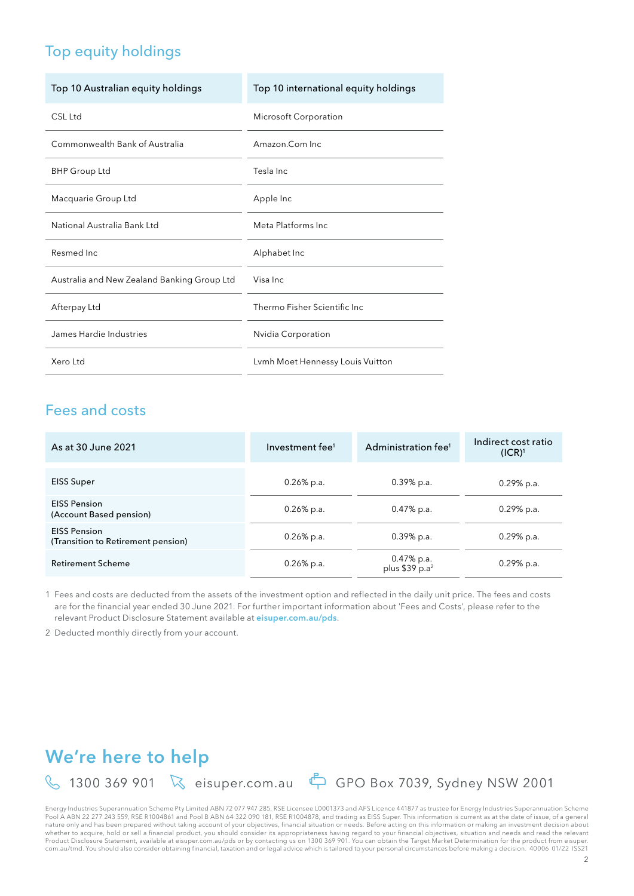## Top equity holdings

| Top 10 Australian equity holdings | Top 10 international equity holdings |
|---|---|
| CSL Ltd | Microsoft Corporation |
| Commonwealth Bank of Australia | Amazon.Com Inc |
| BHP Group Ltd | Tesla Inc |
| Macquarie Group Ltd | Apple Inc |
| National Australia Bank Ltd | Meta Platforms Inc |
| Resmed Inc | Alphabet Inc |
| Australia and New Zealand Banking Group Ltd | Visa Inc |
| Afterpay Ltd | Thermo Fisher Scientific Inc |
| James Hardie Industries | Nvidia Corporation |
| Xero Ltd | Lvmh Moet Hennessy Louis Vuitton |

## Fees and costs

| As at 30 June 2021 | Investment fee[1] | Administration fee[1] | Indirect cost ratio (ICR)[1] |
|---|---|---|---|
| EISS Super | 0.26% p.a. | 0.39% p.a. | 0.29% p.a. |
| EISS Pension (Account Based pension) | 0.26% p.a. | 0.47% p.a. | 0.29% p.a. |
| EISS Pension (Transition to Retirement pension) | 0.26% p.a. | 0.39% p.a. | 0.29% p.a. |
| Retirement Scheme | 0.26% p.a. | 0.47% p.a. plus $39 p.a[2] | 0.29% p.a. |

1 Fees and costs are deducted from the assets of the investment option and reflected in the daily unit price. The fees and costs are for the financial year ended 30 June 2021. For further important information about 'Fees and Costs', please refer to the relevant Product Disclosure Statement available at eisuper.com.au/pds.

2 Deducted monthly directly from your account.

## We're here to help

1300 369 901 | eisuper.com.au | GPO Box 7039, Sydney NSW 2001

Energy Industries Superannuation Scheme Pty Limited ABN 72 077 947 285, RSE Licensee L0001373 and AFS Licence 441877 as trustee for Energy Industries Superannuation Scheme Pool A ABN 22 277 243 559, RSE R1004861 and Pool B ABN 64 322 090 181, RSE R1004878, and trading as EISS Super. This information is current as at the date of issue, of a general nature only and has been prepared without taking account of your objectives, financial situation or needs. Before acting on this information or making an investment decision about whether to acquire, hold or sell a financial product, you should consider its appropriateness having regard to your financial objectives, situation and needs and read the relevant Product Disclosure Statement, available at eisuper.com.au/pds or by contacting us on 1300 369 901. You can obtain the Target Market Determination for the product from eisuper.com.au/tmd. You should also consider obtaining financial, taxation and or legal advice which is tailored to your personal circumstances before making a decision. 40006 01/22 ISS21